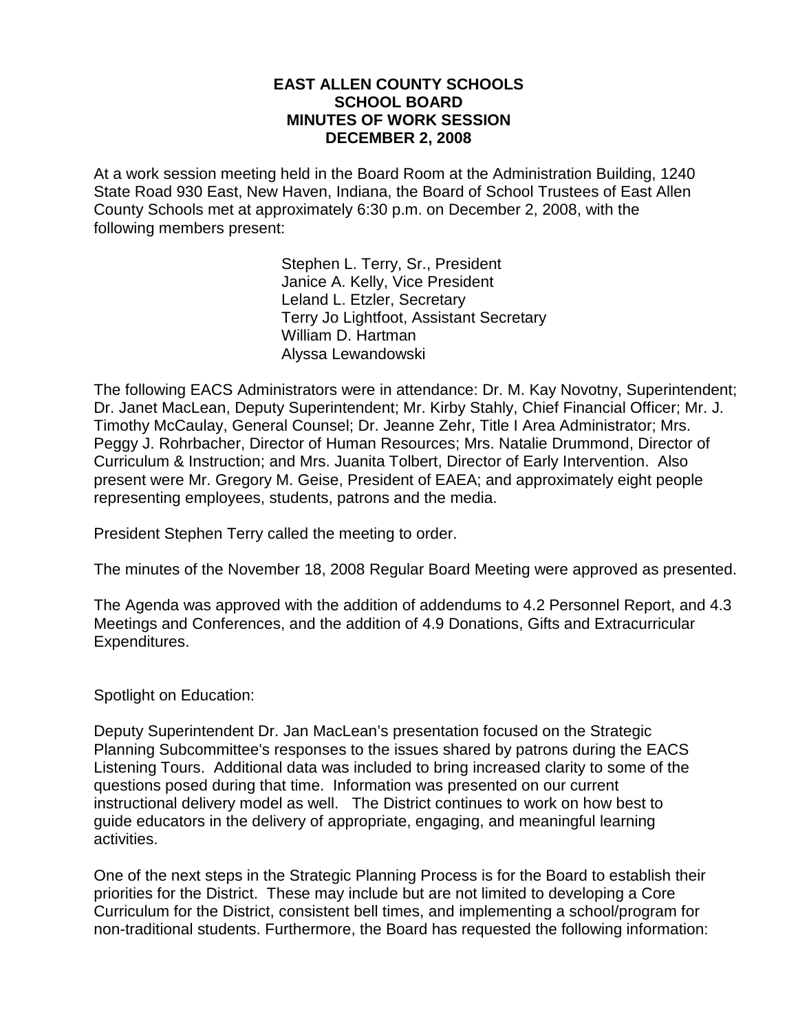**EAST ALLEN COUNTY SCHOOLS**
**SCHOOL BOARD**
**MINUTES OF WORK SESSION**
**DECEMBER 2, 2008**

At a work session meeting held in the Board Room at the Administration Building, 1240 State Road 930 East, New Haven, Indiana, the Board of School Trustees of East Allen County Schools met at approximately 6:30 p.m. on December 2, 2008, with the following members present:

Stephen L. Terry, Sr., President
Janice A. Kelly, Vice President
Leland L. Etzler, Secretary
Terry Jo Lightfoot, Assistant Secretary
William D. Hartman
Alyssa Lewandowski

The following EACS Administrators were in attendance: Dr. M. Kay Novotny, Superintendent; Dr. Janet MacLean, Deputy Superintendent; Mr. Kirby Stahly, Chief Financial Officer; Mr. J. Timothy McCaulay, General Counsel; Dr. Jeanne Zehr, Title I Area Administrator; Mrs. Peggy J. Rohrbacher, Director of Human Resources; Mrs. Natalie Drummond, Director of Curriculum & Instruction; and Mrs. Juanita Tolbert, Director of Early Intervention. Also present were Mr. Gregory M. Geise, President of EAEA; and approximately eight people representing employees, students, patrons and the media.

President Stephen Terry called the meeting to order.

The minutes of the November 18, 2008 Regular Board Meeting were approved as presented.

The Agenda was approved with the addition of addendums to 4.2 Personnel Report, and 4.3 Meetings and Conferences, and the addition of 4.9 Donations, Gifts and Extracurricular Expenditures.

Spotlight on Education:

Deputy Superintendent Dr. Jan MacLean's presentation focused on the Strategic Planning Subcommittee's responses to the issues shared by patrons during the EACS Listening Tours. Additional data was included to bring increased clarity to some of the questions posed during that time. Information was presented on our current instructional delivery model as well. The District continues to work on how best to guide educators in the delivery of appropriate, engaging, and meaningful learning activities.

One of the next steps in the Strategic Planning Process is for the Board to establish their priorities for the District. These may include but are not limited to developing a Core Curriculum for the District, consistent bell times, and implementing a school/program for non-traditional students. Furthermore, the Board has requested the following information: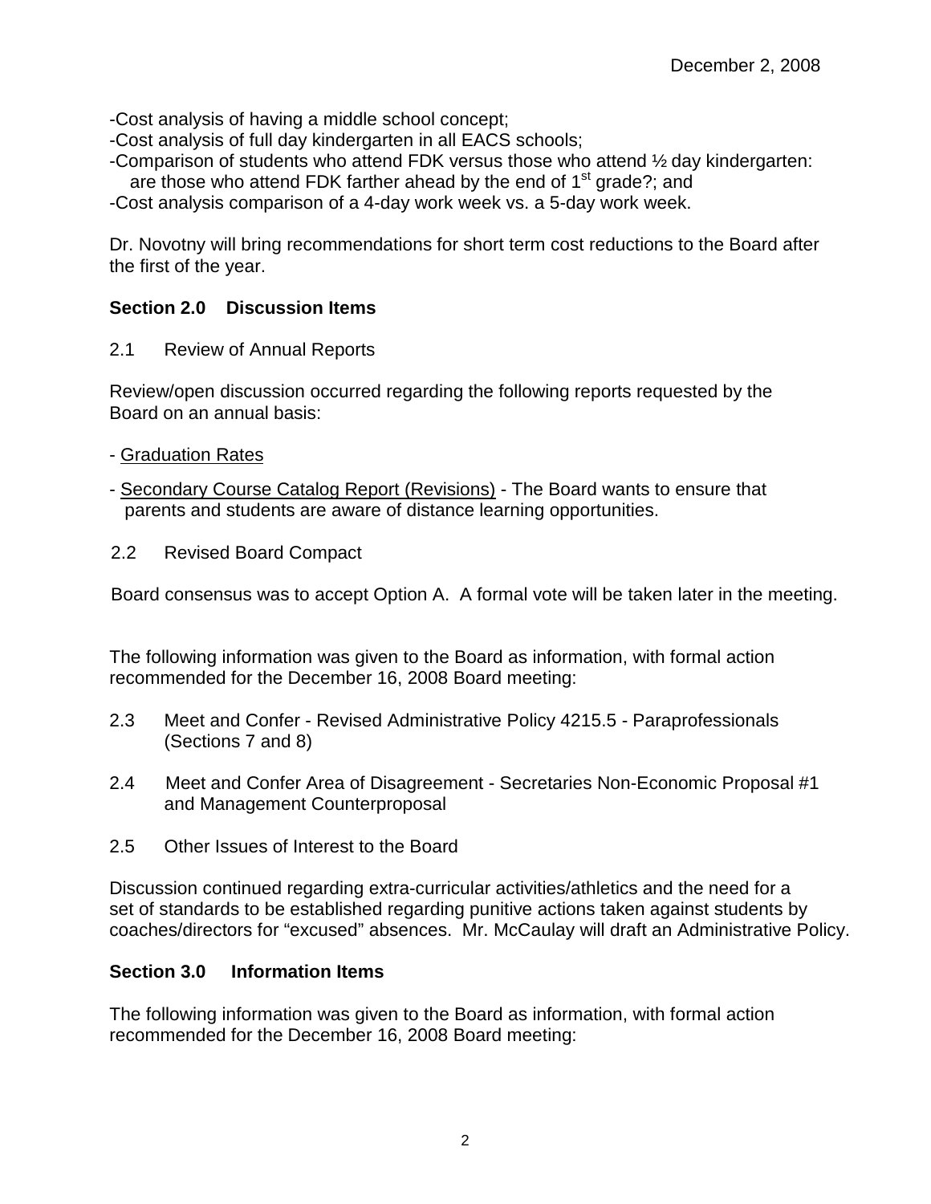December 2, 2008

-Cost analysis of having a middle school concept;
-Cost analysis of full day kindergarten in all EACS schools;
-Comparison of students who attend FDK versus those who attend ½ day kindergarten: are those who attend FDK farther ahead by the end of 1st grade?; and
-Cost analysis comparison of a 4-day work week vs. a 5-day work week.

Dr. Novotny will bring recommendations for short term cost reductions to the Board after the first of the year.

**Section 2.0 Discussion Items**

2.1 Review of Annual Reports

Review/open discussion occurred regarding the following reports requested by the Board on an annual basis:

- Graduation Rates

- Secondary Course Catalog Report (Revisions) - The Board wants to ensure that parents and students are aware of distance learning opportunities.

2.2 Revised Board Compact

Board consensus was to accept Option A. A formal vote will be taken later in the meeting.

The following information was given to the Board as information, with formal action recommended for the December 16, 2008 Board meeting:

2.3 Meet and Confer - Revised Administrative Policy 4215.5 - Paraprofessionals (Sections 7 and 8)

2.4 Meet and Confer Area of Disagreement - Secretaries Non-Economic Proposal #1 and Management Counterproposal

2.5 Other Issues of Interest to the Board

Discussion continued regarding extra-curricular activities/athletics and the need for a set of standards to be established regarding punitive actions taken against students by coaches/directors for "excused" absences. Mr. McCaulay will draft an Administrative Policy.

**Section 3.0 Information Items**

The following information was given to the Board as information, with formal action recommended for the December 16, 2008 Board meeting: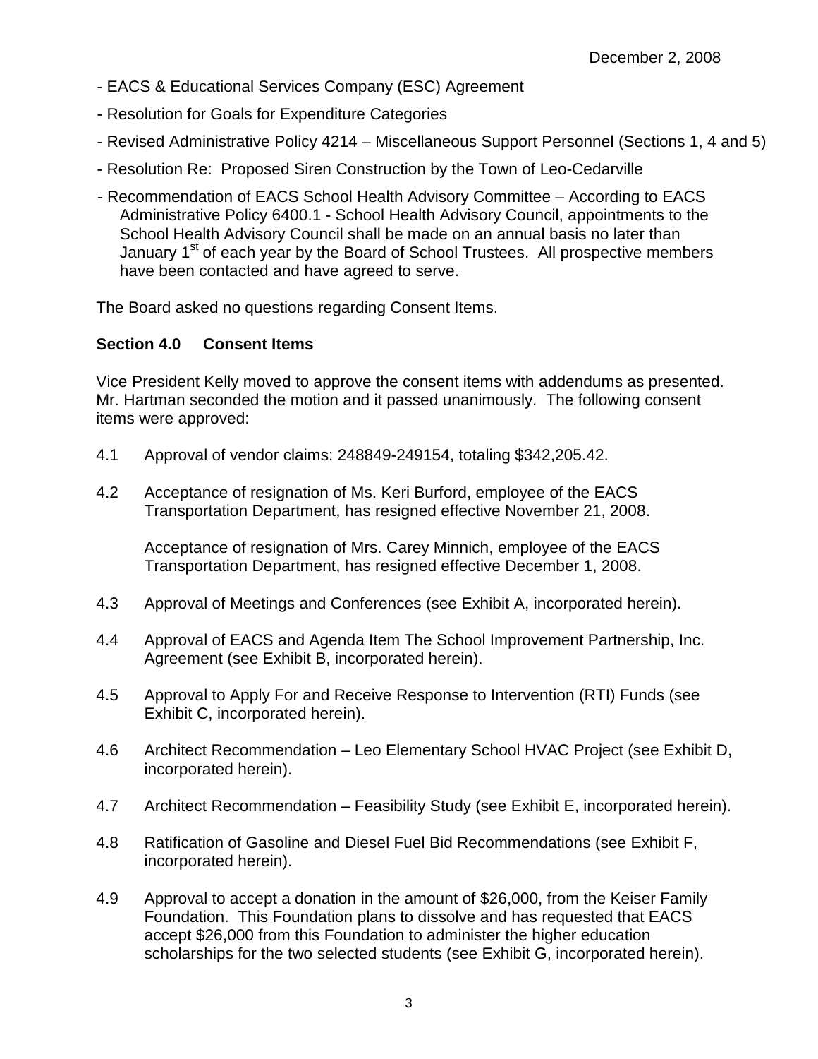December 2, 2008

- EACS & Educational Services Company (ESC) Agreement
- Resolution for Goals for Expenditure Categories
- Revised Administrative Policy 4214 – Miscellaneous Support Personnel (Sections 1, 4 and 5)
- Resolution Re: Proposed Siren Construction by the Town of Leo-Cedarville
- Recommendation of EACS School Health Advisory Committee – According to EACS Administrative Policy 6400.1 - School Health Advisory Council, appointments to the School Health Advisory Council shall be made on an annual basis no later than January 1st of each year by the Board of School Trustees. All prospective members have been contacted and have agreed to serve.

The Board asked no questions regarding Consent Items.

**Section 4.0 Consent Items**

Vice President Kelly moved to approve the consent items with addendums as presented. Mr. Hartman seconded the motion and it passed unanimously. The following consent items were approved:

4.1 Approval of vendor claims: 248849-249154, totaling $342,205.42.

4.2 Acceptance of resignation of Ms. Keri Burford, employee of the EACS Transportation Department, has resigned effective November 21, 2008.

Acceptance of resignation of Mrs. Carey Minnich, employee of the EACS Transportation Department, has resigned effective December 1, 2008.

4.3 Approval of Meetings and Conferences (see Exhibit A, incorporated herein).

4.4 Approval of EACS and Agenda Item The School Improvement Partnership, Inc. Agreement (see Exhibit B, incorporated herein).

4.5 Approval to Apply For and Receive Response to Intervention (RTI) Funds (see Exhibit C, incorporated herein).

4.6 Architect Recommendation – Leo Elementary School HVAC Project (see Exhibit D, incorporated herein).

4.7 Architect Recommendation – Feasibility Study (see Exhibit E, incorporated herein).

4.8 Ratification of Gasoline and Diesel Fuel Bid Recommendations (see Exhibit F, incorporated herein).

4.9 Approval to accept a donation in the amount of $26,000, from the Keiser Family Foundation. This Foundation plans to dissolve and has requested that EACS accept $26,000 from this Foundation to administer the higher education scholarships for the two selected students (see Exhibit G, incorporated herein).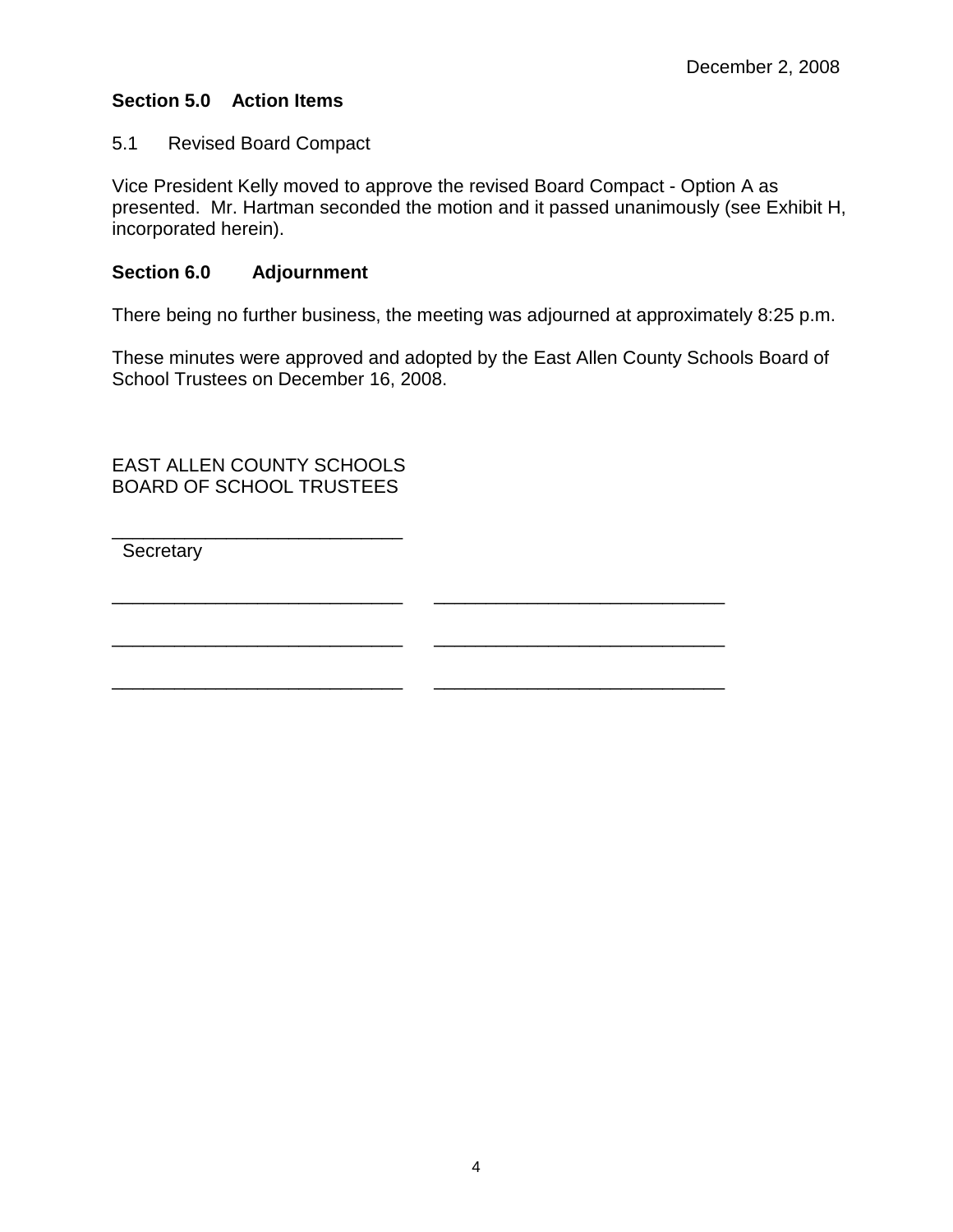December 2, 2008

**Section 5.0 Action Items**

5.1 Revised Board Compact

Vice President Kelly moved to approve the revised Board Compact - Option A as presented. Mr. Hartman seconded the motion and it passed unanimously (see Exhibit H, incorporated herein).

**Section 6.0 Adjournment**

There being no further business, the meeting was adjourned at approximately 8:25 p.m.

These minutes were approved and adopted by the East Allen County Schools Board of School Trustees on December 16, 2008.

EAST ALLEN COUNTY SCHOOLS
BOARD OF SCHOOL TRUSTEES

____________________________
Secretary

____________________________ ____________________________

____________________________ ____________________________

____________________________ ____________________________